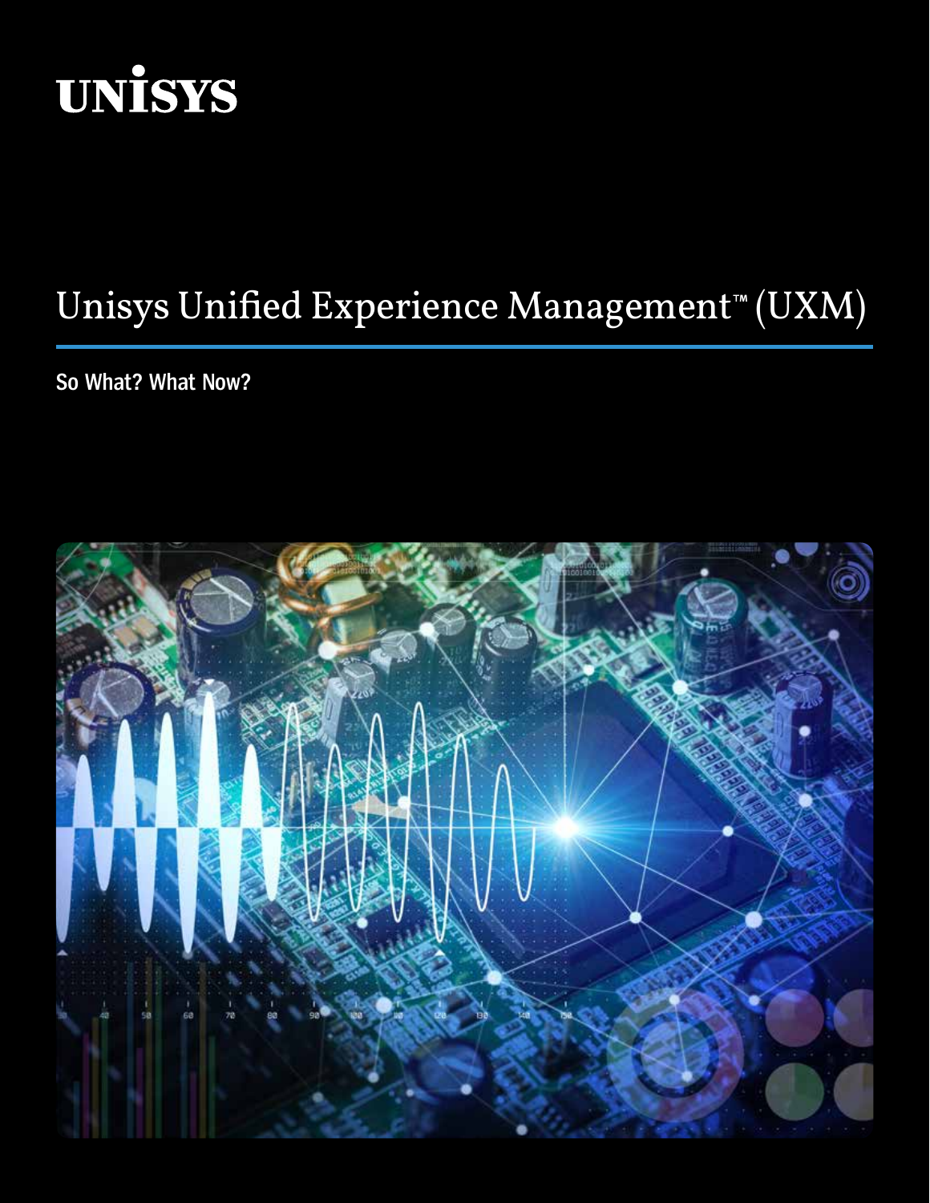UNISYS

# Unisys Unified Experience Management™ (UXM)

**So What? What Now?**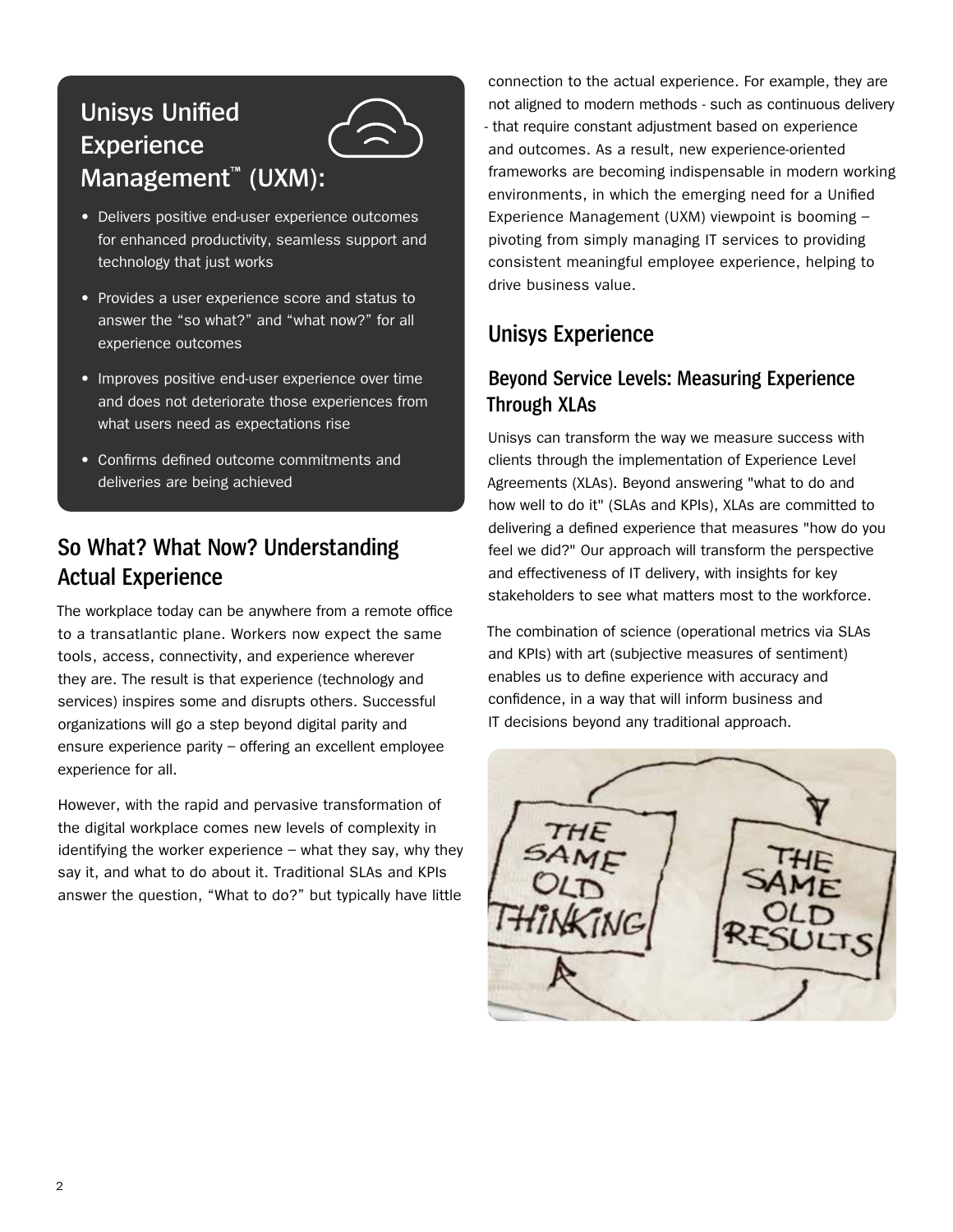## Unisys Unified Experience Management™ (UXM):

- Delivers positive end-user experience outcomes for enhanced productivity, seamless support and technology that just works
- Provides a user experience score and status to answer the "so what?" and "what now?" for all experience outcomes
- Improves positive end-user experience over time and does not deteriorate those experiences from what users need as expectations rise
- Confirms defined outcome commitments and deliveries are being achieved

## So What? What Now? Understanding Actual Experience

The workplace today can be anywhere from a remote office to a transatlantic plane. Workers now expect the same tools, access, connectivity, and experience wherever they are. The result is that experience (technology and services) inspires some and disrupts others. Successful organizations will go a step beyond digital parity and ensure experience parity – offering an excellent employee experience for all.

However, with the rapid and pervasive transformation of the digital workplace comes new levels of complexity in identifying the worker experience – what they say, why they say it, and what to do about it. Traditional SLAs and KPIs answer the question, "What to do?" but typically have little connection to the actual experience. For example, they are not aligned to modern methods - such as continuous delivery - that require constant adjustment based on experience and outcomes. As a result, new experience-oriented frameworks are becoming indispensable in modern working environments, in which the emerging need for a Unified Experience Management (UXM) viewpoint is booming – pivoting from simply managing IT services to providing consistent meaningful employee experience, helping to drive business value.

## Unisys Experience

### Beyond Service Levels: Measuring Experience Through XLAs

Unisys can transform the way we measure success with clients through the implementation of Experience Level Agreements (XLAs). Beyond answering "what to do and how well to do it" (SLAs and KPIs), XLAs are committed to delivering a defined experience that measures "how do you feel we did?" Our approach will transform the perspective and effectiveness of IT delivery, with insights for key stakeholders to see what matters most to the workforce.

The combination of science (operational metrics via SLAs and KPIs) with art (subjective measures of sentiment) enables us to define experience with accuracy and confidence, in a way that will inform business and IT decisions beyond any traditional approach.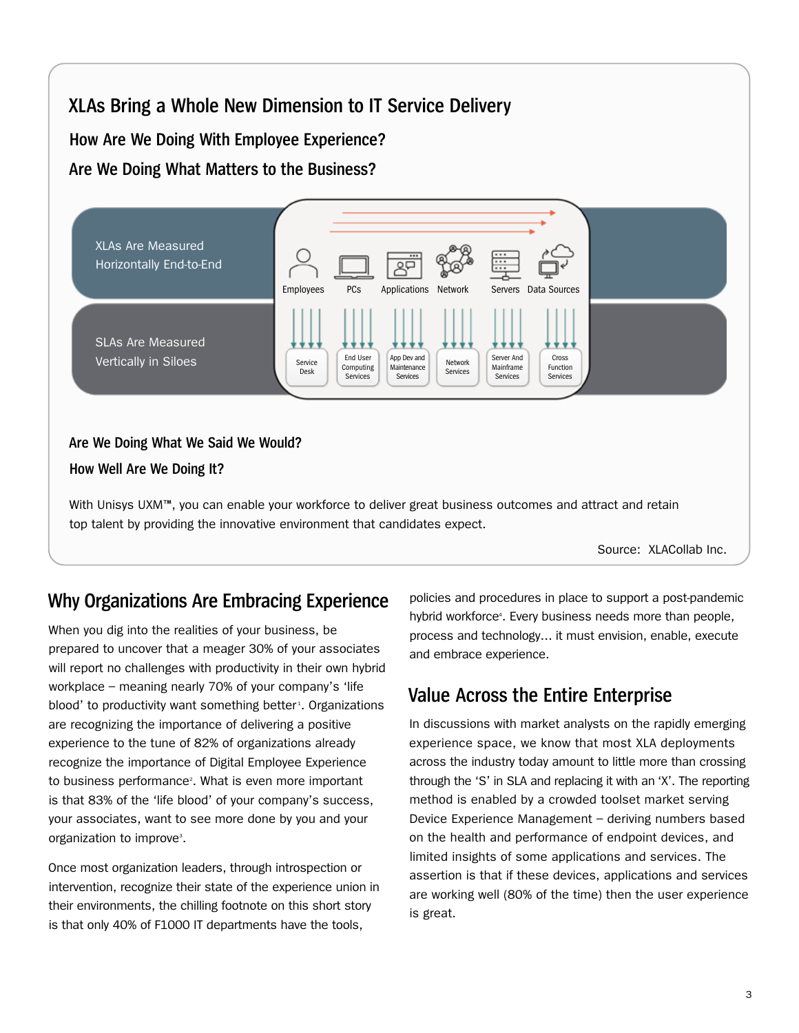## XLAs Bring a Whole New Dimension to IT Service Delivery

### How Are We Doing With Employee Experience?

### Are We Doing What Matters to the Business?

XLAs Are Measured Horizontally End-to-End

Employees
PCs
Applications
Network
Servers
Data Sources

SLAs Are Measured Vertically in Siloes

Service Desk
End User Computing Services
App Dev and Maintenance Services
Network Services
Server And Mainframe Services
Cross Function Services

### Are We Doing What We Said We Would?

### How Well Are We Doing It?

With Unisys UXM™, you can enable your workforce to deliver great business outcomes and attract and retain top talent by providing the innovative environment that candidates expect.

Source: XLACollab Inc.

## Why Organizations Are Embracing Experience

When you dig into the realities of your business, be prepared to uncover that a meager 30% of your associates will report no challenges with productivity in their own hybrid workplace – meaning nearly 70% of your company's 'life blood' to productivity want something better[1]. Organizations are recognizing the importance of delivering a positive experience to the tune of 82% of organizations already recognize the importance of Digital Employee Experience to business performance[2]. What is even more important is that 83% of the 'life blood' of your company's success, your associates, want to see more done by you and your organization to improve[3].

Once most organization leaders, through introspection or intervention, recognize their state of the experience union in their environments, the chilling footnote on this short story is that only 40% of F1000 IT departments have the tools, policies and procedures in place to support a post-pandemic hybrid workforce[4]. Every business needs more than people, process and technology… it must envision, enable, execute and embrace experience.

## Value Across the Entire Enterprise

In discussions with market analysts on the rapidly emerging experience space, we know that most XLA deployments across the industry today amount to little more than crossing through the 'S' in SLA and replacing it with an 'X'. The reporting method is enabled by a crowded toolset market serving Device Experience Management – deriving numbers based on the health and performance of endpoint devices, and limited insights of some applications and services. The assertion is that if these devices, applications and services are working well (80% of the time) then the user experience is great.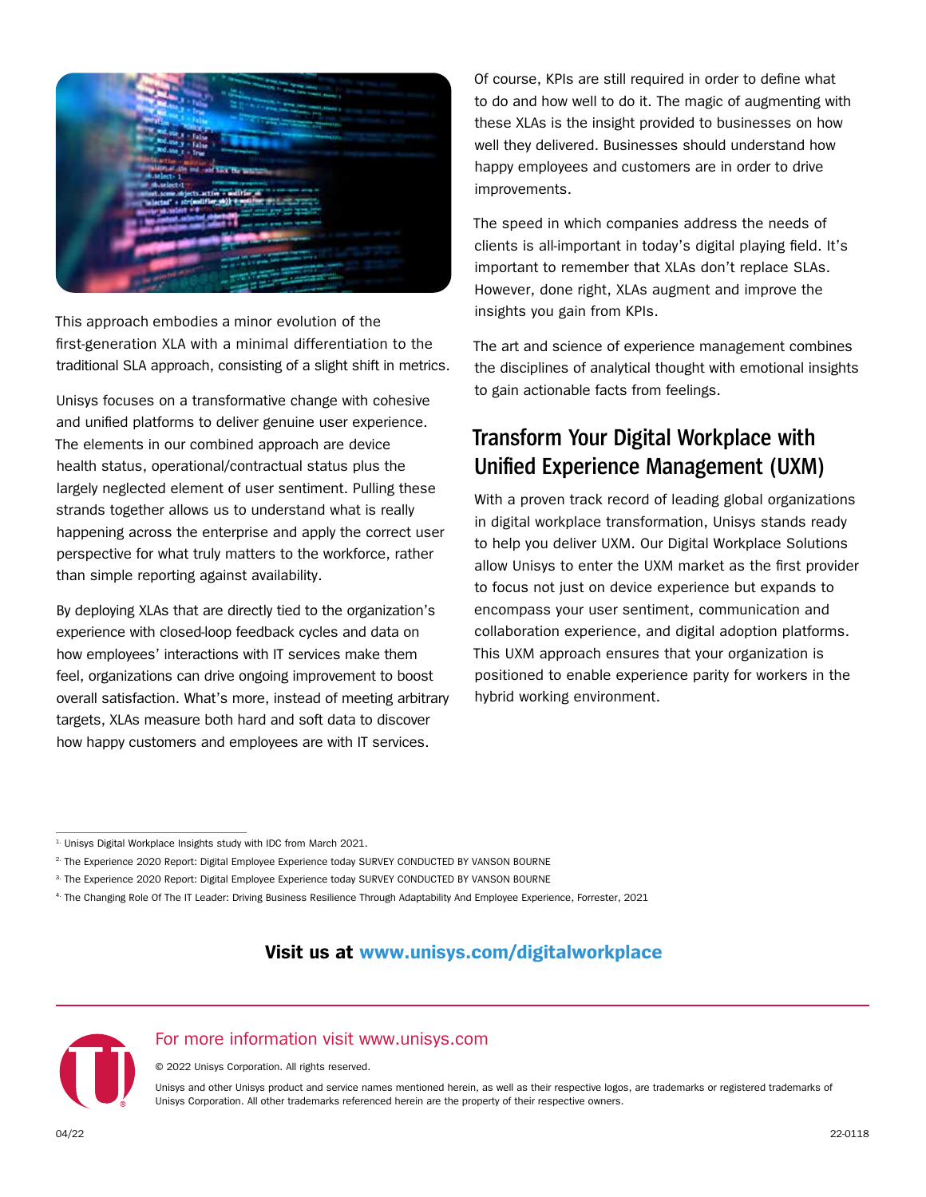This approach embodies a minor evolution of the first-generation XLA with a minimal differentiation to the traditional SLA approach, consisting of a slight shift in metrics.

Unisys focuses on a transformative change with cohesive and unified platforms to deliver genuine user experience. The elements in our combined approach are device health status, operational/contractual status plus the largely neglected element of user sentiment. Pulling these strands together allows us to understand what is really happening across the enterprise and apply the correct user perspective for what truly matters to the workforce, rather than simple reporting against availability.

By deploying XLAs that are directly tied to the organization's experience with closed-loop feedback cycles and data on how employees' interactions with IT services make them feel, organizations can drive ongoing improvement to boost overall satisfaction. What's more, instead of meeting arbitrary targets, XLAs measure both hard and soft data to discover how happy customers and employees are with IT services.

Of course, KPIs are still required in order to define what to do and how well to do it. The magic of augmenting with these XLAs is the insight provided to businesses on how well they delivered. Businesses should understand how happy employees and customers are in order to drive improvements.

The speed in which companies address the needs of clients is all-important in today's digital playing field. It's important to remember that XLAs don't replace SLAs. However, done right, XLAs augment and improve the insights you gain from KPIs.

The art and science of experience management combines the disciplines of analytical thought with emotional insights to gain actionable facts from feelings.

## Transform Your Digital Workplace with Unified Experience Management (UXM)

With a proven track record of leading global organizations in digital workplace transformation, Unisys stands ready to help you deliver UXM. Our Digital Workplace Solutions allow Unisys to enter the UXM market as the first provider to focus not just on device experience but expands to encompass your user sentiment, communication and collaboration experience, and digital adoption platforms. This UXM approach ensures that your organization is positioned to enable experience parity for workers in the hybrid working environment.

---

[1] Unisys Digital Workplace Insights study with IDC from March 2021.

[2] The Experience 2020 Report: Digital Employee Experience today SURVEY CONDUCTED BY VANSON BOURNE

[3] The Experience 2020 Report: Digital Employee Experience today SURVEY CONDUCTED BY VANSON BOURNE

[4] The Changing Role Of The IT Leader: Driving Business Resilience Through Adaptability And Employee Experience, Forrester, 2021

**Visit us at www.unisys.com/digitalworkplace**

For more information visit www.unisys.com

© 2022 Unisys Corporation. All rights reserved.

Unisys and other Unisys product and service names mentioned herein, as well as their respective logos, are trademarks or registered trademarks of Unisys Corporation. All other trademarks referenced herein are the property of their respective owners.

04/22 22-0118